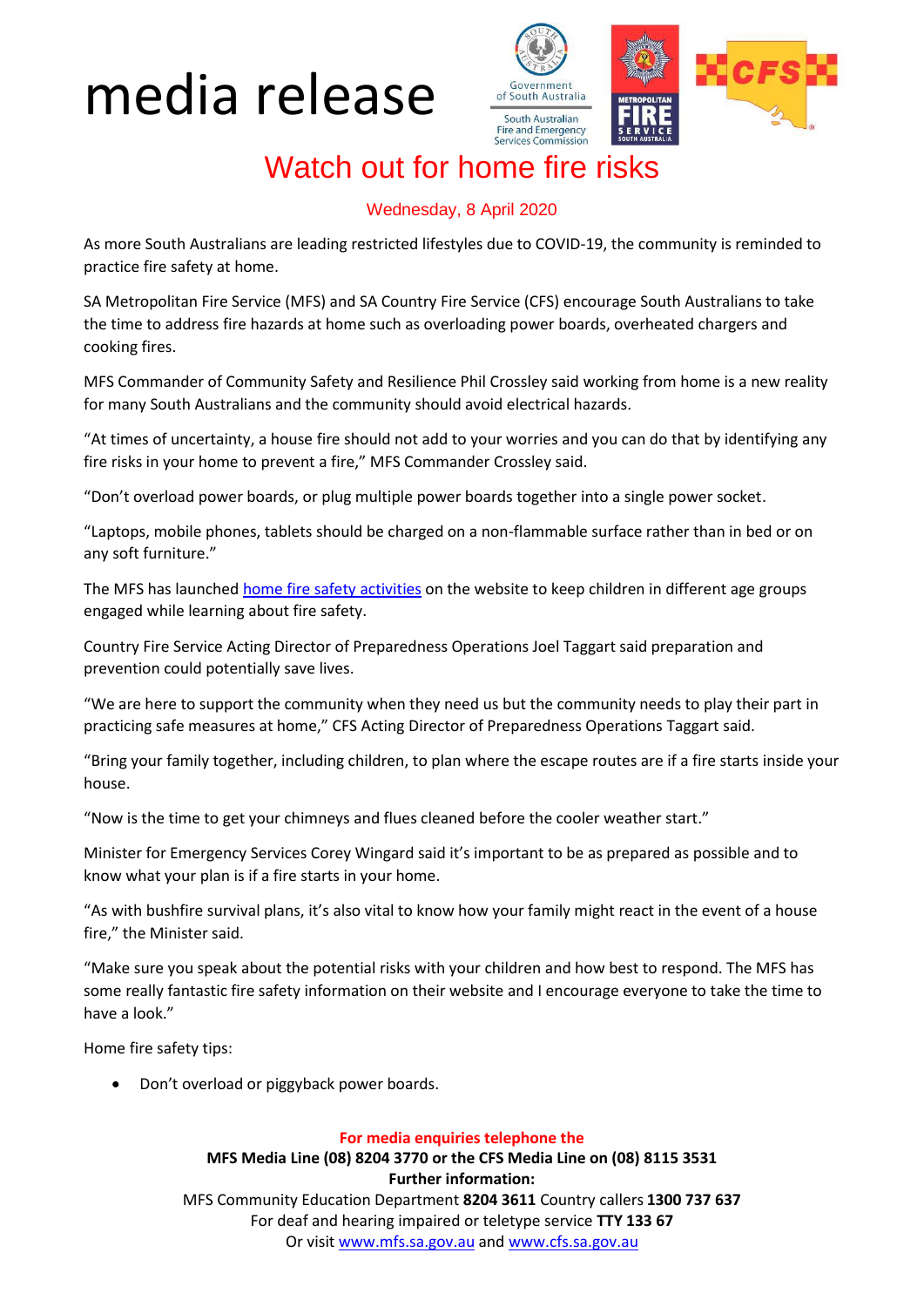# media release

## Watch out for home fire risks

Wednesday, 8 April 2020

As more South Australians are leading restricted lifestyles due to COVID-19, the community is reminded to practice fire safety at home.

SA Metropolitan Fire Service (MFS) and SA Country Fire Service (CFS) encourage South Australians to take the time to address fire hazards at home such as overloading power boards, overheated chargers and cooking fires.

MFS Commander of Community Safety and Resilience Phil Crossley said working from home is a new reality for many South Australians and the community should avoid electrical hazards.

"At times of uncertainty, a house fire should not add to your worries and you can do that by identifying any fire risks in your home to prevent a fire," MFS Commander Crossley said.

"Don't overload power boards, or plug multiple power boards together into a single power socket.

"Laptops, mobile phones, tablets should be charged on a non-flammable surface rather than in bed or on any soft furniture."

The MFS has launched home fire safety activities on the website to keep children in different age groups engaged while learning about fire safety.

Country Fire Service Acting Director of Preparedness Operations Joel Taggart said preparation and prevention could potentially save lives.

"We are here to support the community when they need us but the community needs to play their part in practicing safe measures at home," CFS Acting Director of Preparedness Operations Taggart said.

"Bring your family together, including children, to plan where the escape routes are if a fire starts inside your house.

"Now is the time to get your chimneys and flues cleaned before the cooler weather start."

Minister for Emergency Services Corey Wingard said it's important to be as prepared as possible and to know what your plan is if a fire starts in your home.

"As with bushfire survival plans, it's also vital to know how your family might react in the event of a house fire," the Minister said.

"Make sure you speak about the potential risks with your children and how best to respond. The MFS has some really fantastic fire safety information on their website and I encourage everyone to take the time to have a look."

Home fire safety tips:

- Don't overload or piggyback power boards.

**For media enquiries telephone the**
**MFS Media Line (08) 8204 3770 or the CFS Media Line on (08) 8115 3531**
**Further information:**
MFS Community Education Department **8204 3611** Country callers **1300 737 637**
For deaf and hearing impaired or teletype service **TTY 133 67**
Or visit www.mfs.sa.gov.au and www.cfs.sa.gov.au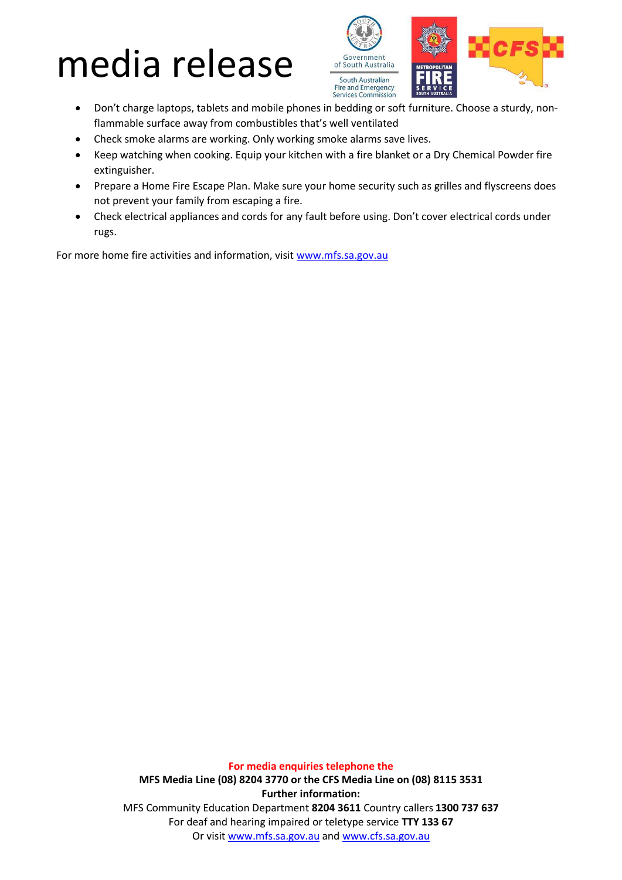- Don't charge laptops, tablets and mobile phones in bedding or soft furniture. Choose a sturdy, non-flammable surface away from combustibles that's well ventilated
- Check smoke alarms are working. Only working smoke alarms save lives.
- Keep watching when cooking. Equip your kitchen with a fire blanket or a Dry Chemical Powder fire extinguisher.
- Prepare a Home Fire Escape Plan. Make sure your home security such as grilles and flyscreens does not prevent your family from escaping a fire.
- Check electrical appliances and cords for any fault before using. Don't cover electrical cords under rugs.

For more home fire activities and information, visit www.mfs.sa.gov.au

**For media enquiries telephone the**

**MFS Media Line (08) 8204 3770 or the CFS Media Line on (08) 8115 3531**

**Further information:**

MFS Community Education Department **8204 3611** Country callers **1300 737 637**

For deaf and hearing impaired or teletype service **TTY 133 67**

Or visit www.mfs.sa.gov.au and www.cfs.sa.gov.au